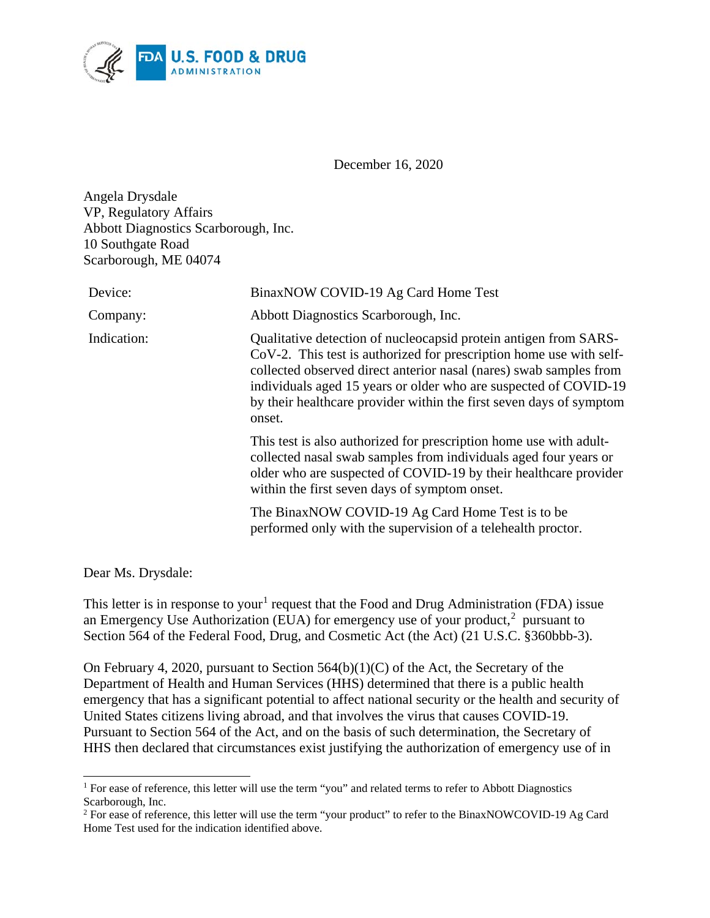December 16, 2020

Angela Drysdale
VP, Regulatory Affairs
Abbott Diagnostics Scarborough, Inc.
10 Southgate Road
Scarborough, ME 04074

| | |
|---|---|
| Device: | BinaxNOW COVID-19 Ag Card Home Test |
| Company: | Abbott Diagnostics Scarborough, Inc. |
| Indication: | Qualitative detection of nucleocapsid protein antigen from SARS-CoV-2. This test is authorized for prescription home use with self-collected observed direct anterior nasal (nares) swab samples from individuals aged 15 years or older who are suspected of COVID-19 by their healthcare provider within the first seven days of symptom onset.<br><br>This test is also authorized for prescription home use with adult-collected nasal swab samples from individuals aged four years or older who are suspected of COVID-19 by their healthcare provider within the first seven days of symptom onset.<br><br>The BinaxNOW COVID-19 Ag Card Home Test is to be performed only with the supervision of a telehealth proctor. |

Dear Ms. Drysdale:

This letter is in response to your[1] request that the Food and Drug Administration (FDA) issue an Emergency Use Authorization (EUA) for emergency use of your product,[2] pursuant to Section 564 of the Federal Food, Drug, and Cosmetic Act (the Act) (21 U.S.C. §360bbb-3).

On February 4, 2020, pursuant to Section 564(b)(1)(C) of the Act, the Secretary of the Department of Health and Human Services (HHS) determined that there is a public health emergency that has a significant potential to affect national security or the health and security of United States citizens living abroad, and that involves the virus that causes COVID-19. Pursuant to Section 564 of the Act, and on the basis of such determination, the Secretary of HHS then declared that circumstances exist justifying the authorization of emergency use of in

[1] For ease of reference, this letter will use the term "you" and related terms to refer to Abbott Diagnostics Scarborough, Inc.

[2] For ease of reference, this letter will use the term "your product" to refer to the BinaxNOWCOVID-19 Ag Card Home Test used for the indication identified above.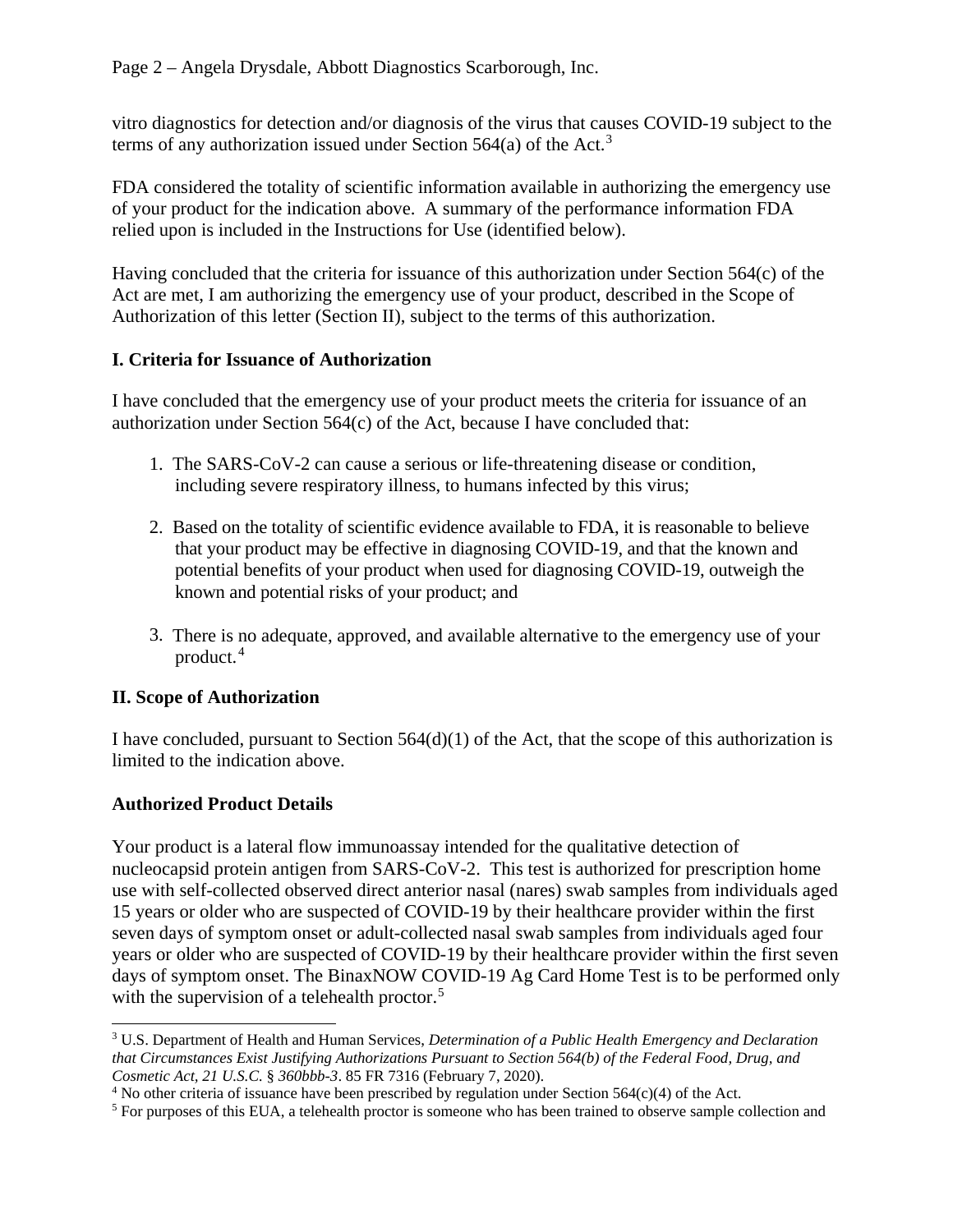vitro diagnostics for detection and/or diagnosis of the virus that causes COVID-19 subject to the terms of any authorization issued under Section 564(a) of the Act.[3]

FDA considered the totality of scientific information available in authorizing the emergency use of your product for the indication above. A summary of the performance information FDA relied upon is included in the Instructions for Use (identified below).

Having concluded that the criteria for issuance of this authorization under Section 564(c) of the Act are met, I am authorizing the emergency use of your product, described in the Scope of Authorization of this letter (Section II), subject to the terms of this authorization.

## I. Criteria for Issuance of Authorization

I have concluded that the emergency use of your product meets the criteria for issuance of an authorization under Section 564(c) of the Act, because I have concluded that:

1. The SARS-CoV-2 can cause a serious or life-threatening disease or condition, including severe respiratory illness, to humans infected by this virus;

2. Based on the totality of scientific evidence available to FDA, it is reasonable to believe that your product may be effective in diagnosing COVID-19, and that the known and potential benefits of your product when used for diagnosing COVID-19, outweigh the known and potential risks of your product; and

3. There is no adequate, approved, and available alternative to the emergency use of your product.[4]

## II. Scope of Authorization

I have concluded, pursuant to Section 564(d)(1) of the Act, that the scope of this authorization is limited to the indication above.

### Authorized Product Details

Your product is a lateral flow immunoassay intended for the qualitative detection of nucleocapsid protein antigen from SARS-CoV-2. This test is authorized for prescription home use with self-collected observed direct anterior nasal (nares) swab samples from individuals aged 15 years or older who are suspected of COVID-19 by their healthcare provider within the first seven days of symptom onset or adult-collected nasal swab samples from individuals aged four years or older who are suspected of COVID-19 by their healthcare provider within the first seven days of symptom onset. The BinaxNOW COVID-19 Ag Card Home Test is to be performed only with the supervision of a telehealth proctor.[5]

---

[3] U.S. Department of Health and Human Services, *Determination of a Public Health Emergency and Declaration that Circumstances Exist Justifying Authorizations Pursuant to Section 564(b) of the Federal Food, Drug, and Cosmetic Act, 21 U.S.C. § 360bbb-3*. 85 FR 7316 (February 7, 2020).

[4] No other criteria of issuance have been prescribed by regulation under Section 564(c)(4) of the Act.

[5] For purposes of this EUA, a telehealth proctor is someone who has been trained to observe sample collection and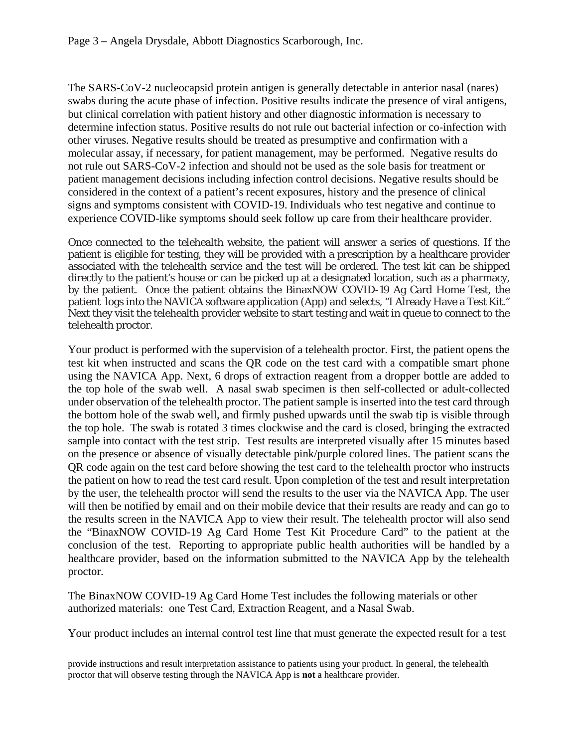The SARS-CoV-2 nucleocapsid protein antigen is generally detectable in anterior nasal (nares) swabs during the acute phase of infection. Positive results indicate the presence of viral antigens, but clinical correlation with patient history and other diagnostic information is necessary to determine infection status. Positive results do not rule out bacterial infection or co-infection with other viruses. Negative results should be treated as presumptive and confirmation with a molecular assay, if necessary, for patient management, may be performed. Negative results do not rule out SARS-CoV-2 infection and should not be used as the sole basis for treatment or patient management decisions including infection control decisions. Negative results should be considered in the context of a patient's recent exposures, history and the presence of clinical signs and symptoms consistent with COVID-19. Individuals who test negative and continue to experience COVID-like symptoms should seek follow up care from their healthcare provider.

Once connected to the telehealth website, the patient will answer a series of questions. If the patient is eligible for testing, they will be provided with a prescription by a healthcare provider associated with the telehealth service and the test will be ordered. The test kit can be shipped directly to the patient's house or can be picked up at a designated location, such as a pharmacy, by the patient. Once the patient obtains the BinaxNOW COVID-19 Ag Card Home Test, the patient logs into the NAVICA software application (App) and selects, "I Already Have a Test Kit." Next they visit the telehealth provider website to start testing and wait in queue to connect to the telehealth proctor.

Your product is performed with the supervision of a telehealth proctor. First, the patient opens the test kit when instructed and scans the QR code on the test card with a compatible smart phone using the NAVICA App. Next, 6 drops of extraction reagent from a dropper bottle are added to the top hole of the swab well. A nasal swab specimen is then self-collected or adult-collected under observation of the telehealth proctor. The patient sample is inserted into the test card through the bottom hole of the swab well, and firmly pushed upwards until the swab tip is visible through the top hole. The swab is rotated 3 times clockwise and the card is closed, bringing the extracted sample into contact with the test strip. Test results are interpreted visually after 15 minutes based on the presence or absence of visually detectable pink/purple colored lines. The patient scans the QR code again on the test card before showing the test card to the telehealth proctor who instructs the patient on how to read the test card result. Upon completion of the test and result interpretation by the user, the telehealth proctor will send the results to the user via the NAVICA App. The user will then be notified by email and on their mobile device that their results are ready and can go to the results screen in the NAVICA App to view their result. The telehealth proctor will also send the "BinaxNOW COVID-19 Ag Card Home Test Kit Procedure Card" to the patient at the conclusion of the test. Reporting to appropriate public health authorities will be handled by a healthcare provider, based on the information submitted to the NAVICA App by the telehealth proctor.

The BinaxNOW COVID-19 Ag Card Home Test includes the following materials or other authorized materials: one Test Card, Extraction Reagent, and a Nasal Swab.

Your product includes an internal control test line that must generate the expected result for a test

---

provide instructions and result interpretation assistance to patients using your product. In general, the telehealth proctor that will observe testing through the NAVICA App is **not** a healthcare provider.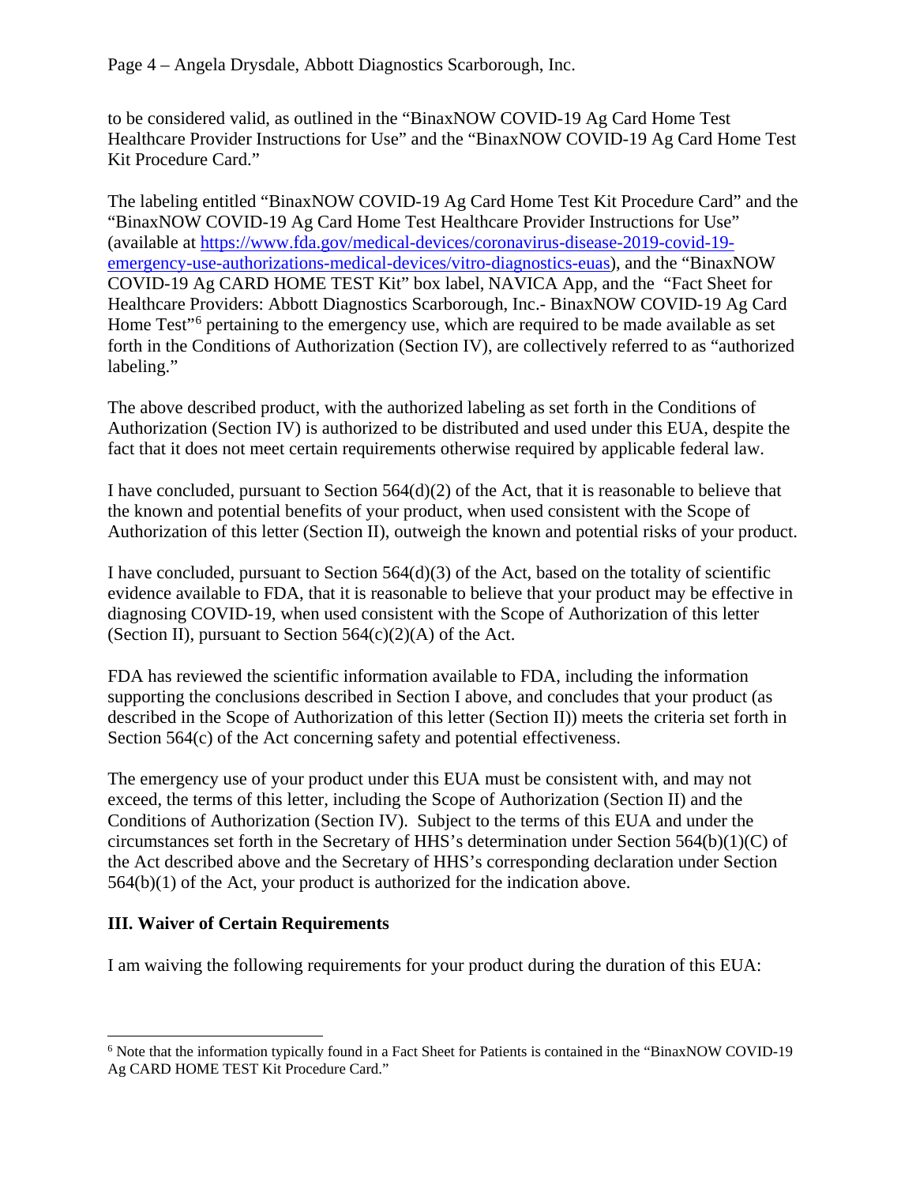to be considered valid, as outlined in the "BinaxNOW COVID-19 Ag Card Home Test Healthcare Provider Instructions for Use" and the "BinaxNOW COVID-19 Ag Card Home Test Kit Procedure Card."

The labeling entitled "BinaxNOW COVID-19 Ag Card Home Test Kit Procedure Card" and the "BinaxNOW COVID-19 Ag Card Home Test Healthcare Provider Instructions for Use" (available at [https://www.fda.gov/medical-devices/coronavirus-disease-2019-covid-19-emergency-use-authorizations-medical-devices/vitro-diagnostics-euas](https://www.fda.gov/medical-devices/coronavirus-disease-2019-covid-19-emergency-use-authorizations-medical-devices/vitro-diagnostics-euas)), and the "BinaxNOW COVID-19 Ag CARD HOME TEST Kit" box label, NAVICA App, and the "Fact Sheet for Healthcare Providers: Abbott Diagnostics Scarborough, Inc.- BinaxNOW COVID-19 Ag Card Home Test"[6] pertaining to the emergency use, which are required to be made available as set forth in the Conditions of Authorization (Section IV), are collectively referred to as "authorized labeling."

The above described product, with the authorized labeling as set forth in the Conditions of Authorization (Section IV) is authorized to be distributed and used under this EUA, despite the fact that it does not meet certain requirements otherwise required by applicable federal law.

I have concluded, pursuant to Section 564(d)(2) of the Act, that it is reasonable to believe that the known and potential benefits of your product, when used consistent with the Scope of Authorization of this letter (Section II), outweigh the known and potential risks of your product.

I have concluded, pursuant to Section 564(d)(3) of the Act, based on the totality of scientific evidence available to FDA, that it is reasonable to believe that your product may be effective in diagnosing COVID-19, when used consistent with the Scope of Authorization of this letter (Section II), pursuant to Section 564(c)(2)(A) of the Act.

FDA has reviewed the scientific information available to FDA, including the information supporting the conclusions described in Section I above, and concludes that your product (as described in the Scope of Authorization of this letter (Section II)) meets the criteria set forth in Section 564(c) of the Act concerning safety and potential effectiveness.

The emergency use of your product under this EUA must be consistent with, and may not exceed, the terms of this letter, including the Scope of Authorization (Section II) and the Conditions of Authorization (Section IV). Subject to the terms of this EUA and under the circumstances set forth in the Secretary of HHS's determination under Section 564(b)(1)(C) of the Act described above and the Secretary of HHS's corresponding declaration under Section 564(b)(1) of the Act, your product is authorized for the indication above.

## III. Waiver of Certain Requirements

I am waiving the following requirements for your product during the duration of this EUA:

---

[6] Note that the information typically found in a Fact Sheet for Patients is contained in the "BinaxNOW COVID-19 Ag CARD HOME TEST Kit Procedure Card."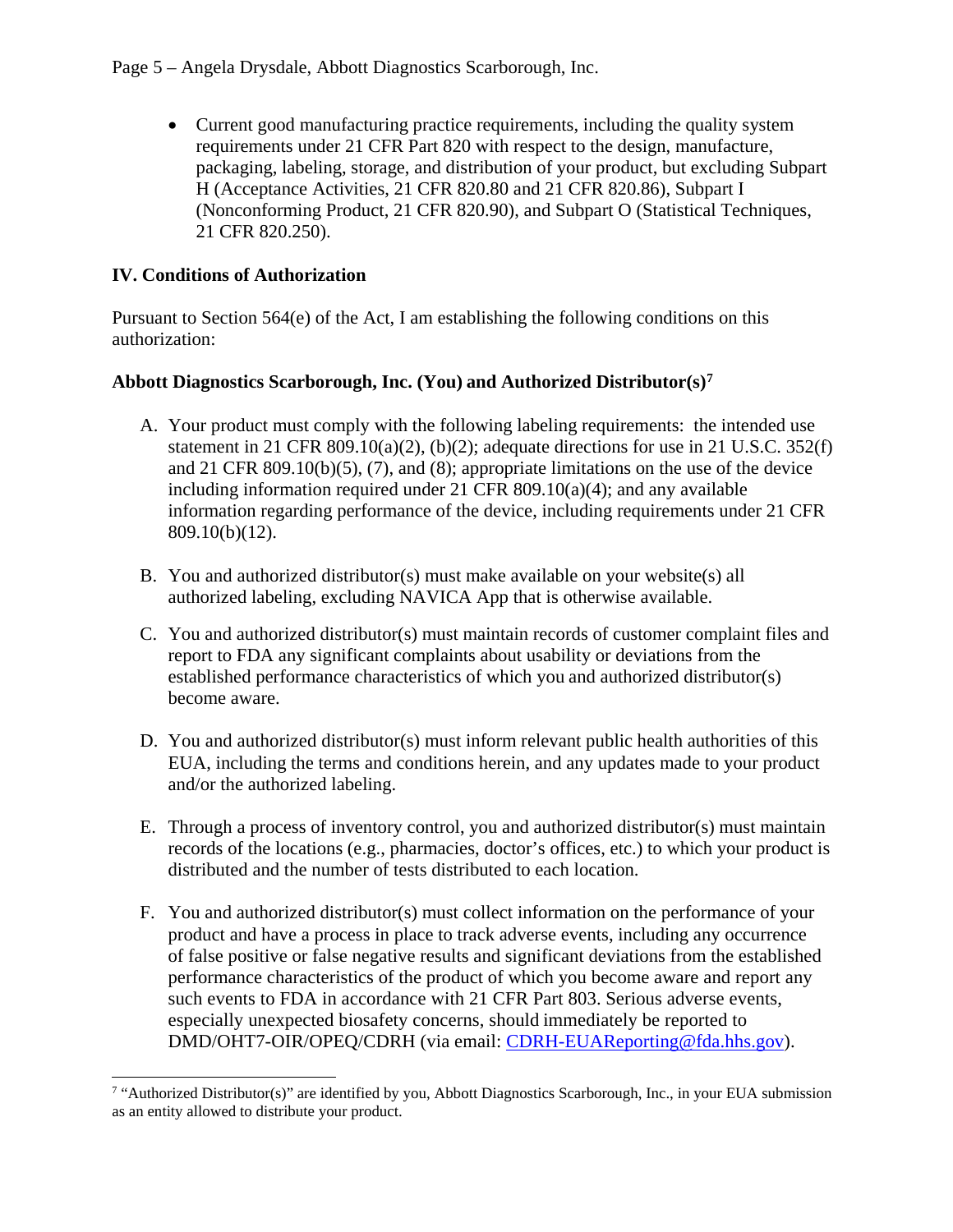- Current good manufacturing practice requirements, including the quality system requirements under 21 CFR Part 820 with respect to the design, manufacture, packaging, labeling, storage, and distribution of your product, but excluding Subpart H (Acceptance Activities, 21 CFR 820.80 and 21 CFR 820.86), Subpart I (Nonconforming Product, 21 CFR 820.90), and Subpart O (Statistical Techniques, 21 CFR 820.250).

## IV. Conditions of Authorization

Pursuant to Section 564(e) of the Act, I am establishing the following conditions on this authorization:

### Abbott Diagnostics Scarborough, Inc. (You) and Authorized Distributor(s)[7]

A. Your product must comply with the following labeling requirements: the intended use statement in 21 CFR 809.10(a)(2), (b)(2); adequate directions for use in 21 U.S.C. 352(f) and 21 CFR 809.10(b)(5), (7), and (8); appropriate limitations on the use of the device including information required under 21 CFR 809.10(a)(4); and any available information regarding performance of the device, including requirements under 21 CFR 809.10(b)(12).

B. You and authorized distributor(s) must make available on your website(s) all authorized labeling, excluding NAVICA App that is otherwise available.

C. You and authorized distributor(s) must maintain records of customer complaint files and report to FDA any significant complaints about usability or deviations from the established performance characteristics of which you and authorized distributor(s) become aware.

D. You and authorized distributor(s) must inform relevant public health authorities of this EUA, including the terms and conditions herein, and any updates made to your product and/or the authorized labeling.

E. Through a process of inventory control, you and authorized distributor(s) must maintain records of the locations (e.g., pharmacies, doctor's offices, etc.) to which your product is distributed and the number of tests distributed to each location.

F. You and authorized distributor(s) must collect information on the performance of your product and have a process in place to track adverse events, including any occurrence of false positive or false negative results and significant deviations from the established performance characteristics of the product of which you become aware and report any such events to FDA in accordance with 21 CFR Part 803. Serious adverse events, especially unexpected biosafety concerns, should immediately be reported to DMD/OHT7-OIR/OPEQ/CDRH (via email: CDRH-EUAReporting@fda.hhs.gov).

[7] "Authorized Distributor(s)" are identified by you, Abbott Diagnostics Scarborough, Inc., in your EUA submission as an entity allowed to distribute your product.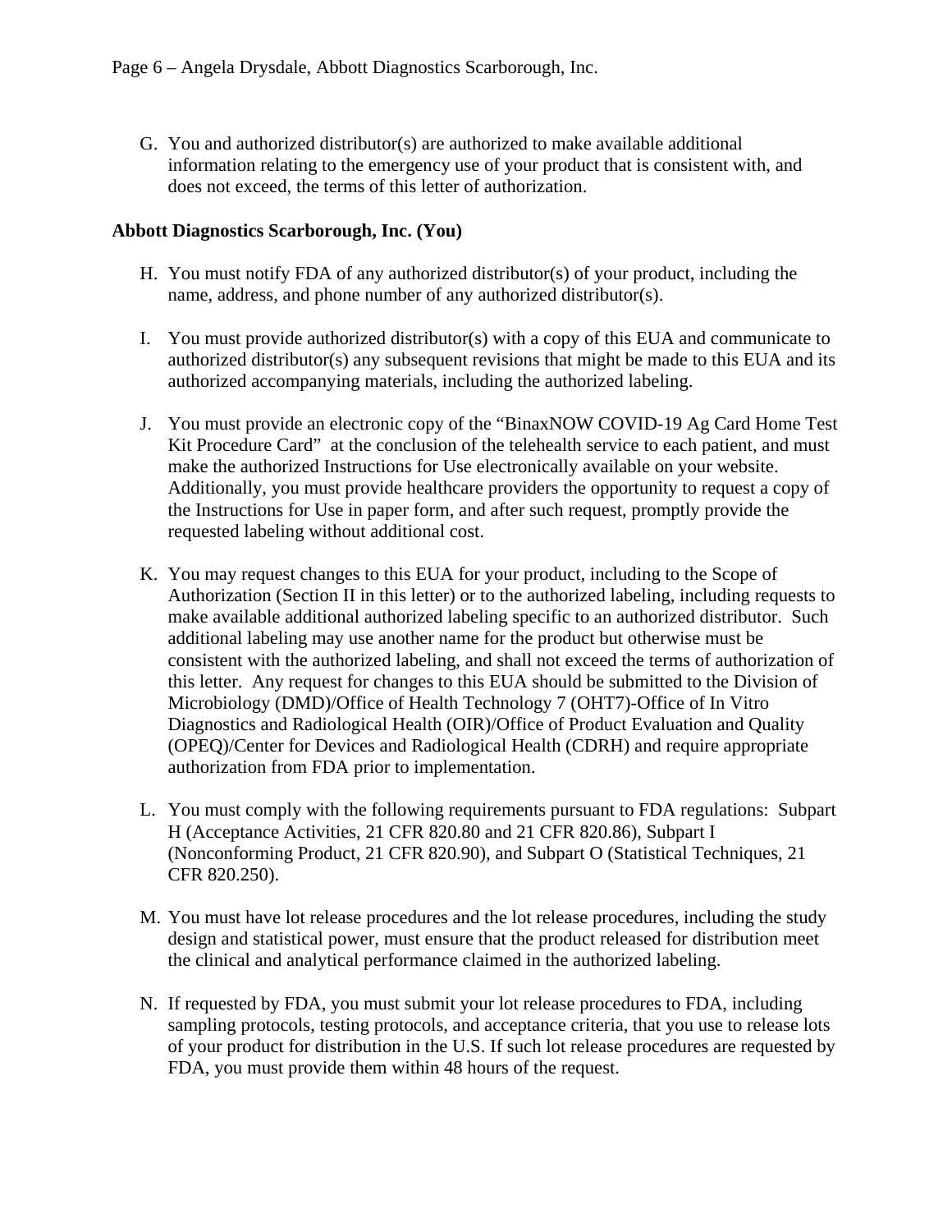G. You and authorized distributor(s) are authorized to make available additional information relating to the emergency use of your product that is consistent with, and does not exceed, the terms of this letter of authorization.

**Abbott Diagnostics Scarborough, Inc. (You)**

H. You must notify FDA of any authorized distributor(s) of your product, including the name, address, and phone number of any authorized distributor(s).

I. You must provide authorized distributor(s) with a copy of this EUA and communicate to authorized distributor(s) any subsequent revisions that might be made to this EUA and its authorized accompanying materials, including the authorized labeling.

J. You must provide an electronic copy of the "BinaxNOW COVID-19 Ag Card Home Test Kit Procedure Card" at the conclusion of the telehealth service to each patient, and must make the authorized Instructions for Use electronically available on your website. Additionally, you must provide healthcare providers the opportunity to request a copy of the Instructions for Use in paper form, and after such request, promptly provide the requested labeling without additional cost.

K. You may request changes to this EUA for your product, including to the Scope of Authorization (Section II in this letter) or to the authorized labeling, including requests to make available additional authorized labeling specific to an authorized distributor. Such additional labeling may use another name for the product but otherwise must be consistent with the authorized labeling, and shall not exceed the terms of authorization of this letter. Any request for changes to this EUA should be submitted to the Division of Microbiology (DMD)/Office of Health Technology 7 (OHT7)-Office of In Vitro Diagnostics and Radiological Health (OIR)/Office of Product Evaluation and Quality (OPEQ)/Center for Devices and Radiological Health (CDRH) and require appropriate authorization from FDA prior to implementation.

L. You must comply with the following requirements pursuant to FDA regulations: Subpart H (Acceptance Activities, 21 CFR 820.80 and 21 CFR 820.86), Subpart I (Nonconforming Product, 21 CFR 820.90), and Subpart O (Statistical Techniques, 21 CFR 820.250).

M. You must have lot release procedures and the lot release procedures, including the study design and statistical power, must ensure that the product released for distribution meet the clinical and analytical performance claimed in the authorized labeling.

N. If requested by FDA, you must submit your lot release procedures to FDA, including sampling protocols, testing protocols, and acceptance criteria, that you use to release lots of your product for distribution in the U.S. If such lot release procedures are requested by FDA, you must provide them within 48 hours of the request.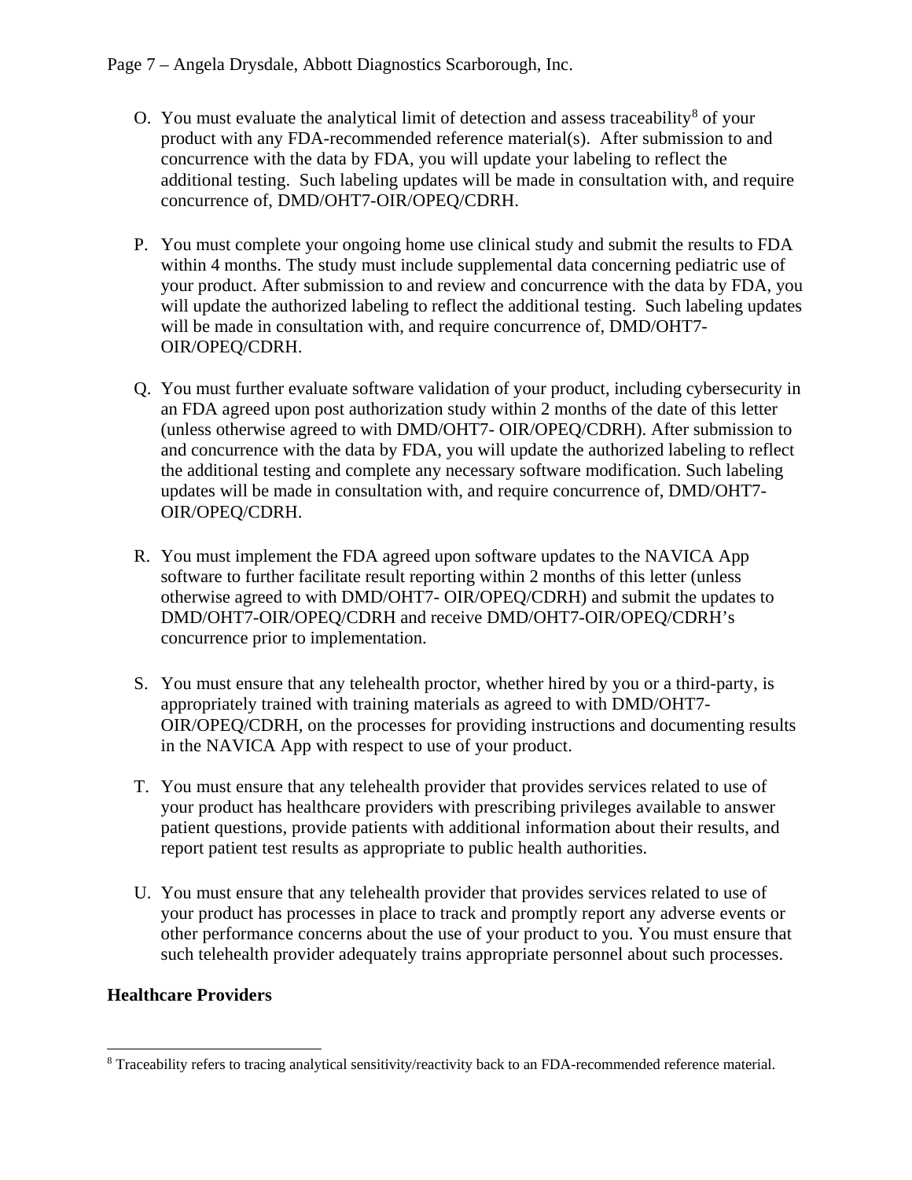O. You must evaluate the analytical limit of detection and assess traceability[8] of your product with any FDA-recommended reference material(s). After submission to and concurrence with the data by FDA, you will update your labeling to reflect the additional testing. Such labeling updates will be made in consultation with, and require concurrence of, DMD/OHT7-OIR/OPEQ/CDRH.

P. You must complete your ongoing home use clinical study and submit the results to FDA within 4 months. The study must include supplemental data concerning pediatric use of your product. After submission to and review and concurrence with the data by FDA, you will update the authorized labeling to reflect the additional testing. Such labeling updates will be made in consultation with, and require concurrence of, DMD/OHT7-OIR/OPEQ/CDRH.

Q. You must further evaluate software validation of your product, including cybersecurity in an FDA agreed upon post authorization study within 2 months of the date of this letter (unless otherwise agreed to with DMD/OHT7- OIR/OPEQ/CDRH). After submission to and concurrence with the data by FDA, you will update the authorized labeling to reflect the additional testing and complete any necessary software modification. Such labeling updates will be made in consultation with, and require concurrence of, DMD/OHT7-OIR/OPEQ/CDRH.

R. You must implement the FDA agreed upon software updates to the NAVICA App software to further facilitate result reporting within 2 months of this letter (unless otherwise agreed to with DMD/OHT7- OIR/OPEQ/CDRH) and submit the updates to DMD/OHT7-OIR/OPEQ/CDRH and receive DMD/OHT7-OIR/OPEQ/CDRH's concurrence prior to implementation.

S. You must ensure that any telehealth proctor, whether hired by you or a third-party, is appropriately trained with training materials as agreed to with DMD/OHT7-OIR/OPEQ/CDRH, on the processes for providing instructions and documenting results in the NAVICA App with respect to use of your product.

T. You must ensure that any telehealth provider that provides services related to use of your product has healthcare providers with prescribing privileges available to answer patient questions, provide patients with additional information about their results, and report patient test results as appropriate to public health authorities.

U. You must ensure that any telehealth provider that provides services related to use of your product has processes in place to track and promptly report any adverse events or other performance concerns about the use of your product to you. You must ensure that such telehealth provider adequately trains appropriate personnel about such processes.

**Healthcare Providers**

[8] Traceability refers to tracing analytical sensitivity/reactivity back to an FDA-recommended reference material.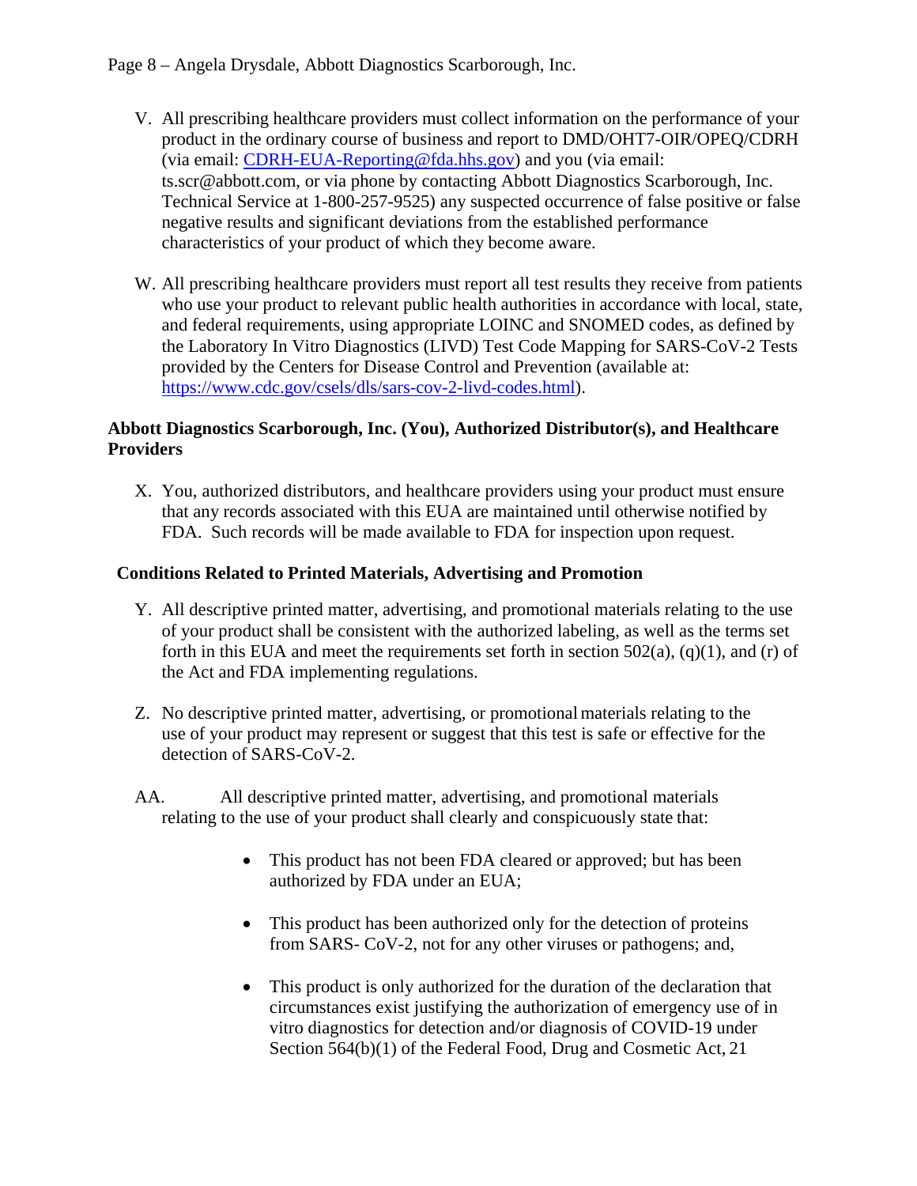V. All prescribing healthcare providers must collect information on the performance of your product in the ordinary course of business and report to DMD/OHT7-OIR/OPEQ/CDRH (via email: CDRH-EUA-Reporting@fda.hhs.gov) and you (via email: ts.scr@abbott.com, or via phone by contacting Abbott Diagnostics Scarborough, Inc. Technical Service at 1-800-257-9525) any suspected occurrence of false positive or false negative results and significant deviations from the established performance characteristics of your product of which they become aware.

W. All prescribing healthcare providers must report all test results they receive from patients who use your product to relevant public health authorities in accordance with local, state, and federal requirements, using appropriate LOINC and SNOMED codes, as defined by the Laboratory In Vitro Diagnostics (LIVD) Test Code Mapping for SARS-CoV-2 Tests provided by the Centers for Disease Control and Prevention (available at: https://www.cdc.gov/csels/dls/sars-cov-2-livd-codes.html).

**Abbott Diagnostics Scarborough, Inc. (You), Authorized Distributor(s), and Healthcare Providers**

X. You, authorized distributors, and healthcare providers using your product must ensure that any records associated with this EUA are maintained until otherwise notified by FDA. Such records will be made available to FDA for inspection upon request.

**Conditions Related to Printed Materials, Advertising and Promotion**

Y. All descriptive printed matter, advertising, and promotional materials relating to the use of your product shall be consistent with the authorized labeling, as well as the terms set forth in this EUA and meet the requirements set forth in section 502(a), (q)(1), and (r) of the Act and FDA implementing regulations.

Z. No descriptive printed matter, advertising, or promotional materials relating to the use of your product may represent or suggest that this test is safe or effective for the detection of SARS-CoV-2.

AA. All descriptive printed matter, advertising, and promotional materials relating to the use of your product shall clearly and conspicuously state that:

- This product has not been FDA cleared or approved; but has been authorized by FDA under an EUA;
- This product has been authorized only for the detection of proteins from SARS- CoV-2, not for any other viruses or pathogens; and,
- This product is only authorized for the duration of the declaration that circumstances exist justifying the authorization of emergency use of in vitro diagnostics for detection and/or diagnosis of COVID-19 under Section 564(b)(1) of the Federal Food, Drug and Cosmetic Act, 21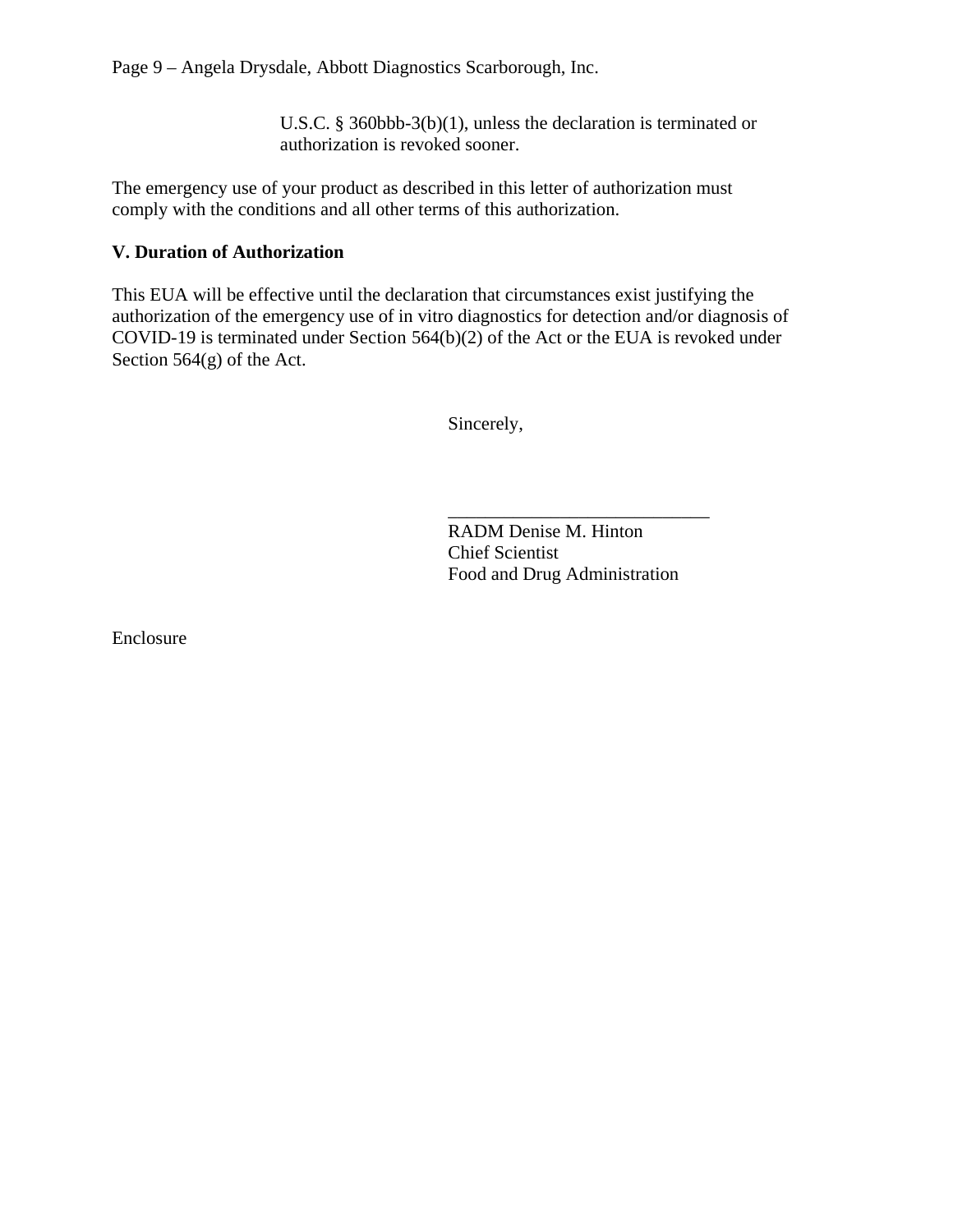U.S.C. § 360bbb-3(b)(1), unless the declaration is terminated or authorization is revoked sooner.

The emergency use of your product as described in this letter of authorization must comply with the conditions and all other terms of this authorization.

**V. Duration of Authorization**

This EUA will be effective until the declaration that circumstances exist justifying the authorization of the emergency use of in vitro diagnostics for detection and/or diagnosis of COVID-19 is terminated under Section 564(b)(2) of the Act or the EUA is revoked under Section 564(g) of the Act.

Sincerely,

\_\_\_\_\_\_\_\_\_\_\_\_\_\_\_\_\_\_\_\_\_\_\_\_\_\_\_\_\_\_

RADM Denise M. Hinton
Chief Scientist
Food and Drug Administration

Enclosure